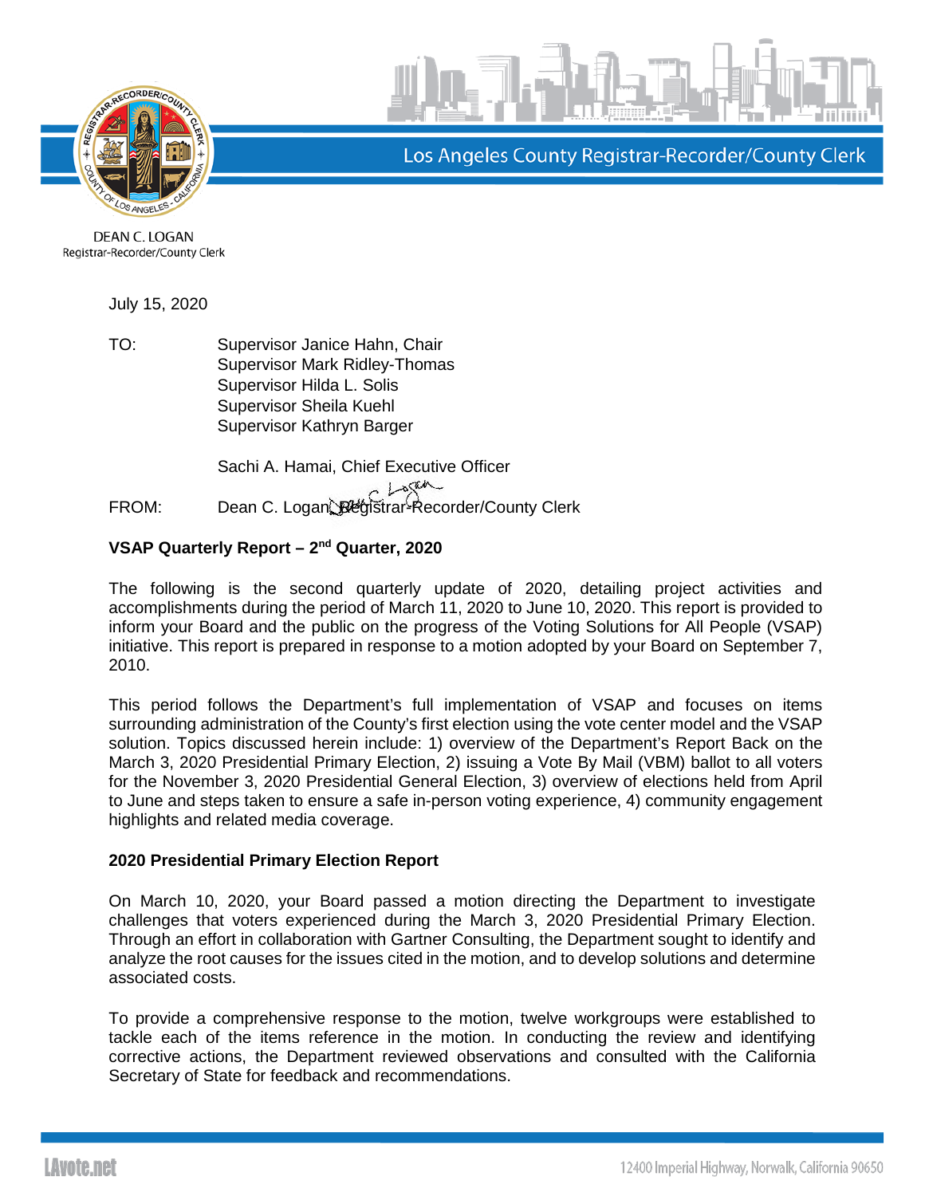Los Angeles County Registrar-Recorder/County Clerk

DEAN C. LOGAN
Registrar-Recorder/County Clerk

July 15, 2020

TO: Supervisor Janice Hahn, Chair
Supervisor Mark Ridley-Thomas
Supervisor Hilda L. Solis
Supervisor Sheila Kuehl
Supervisor Kathryn Barger

Sachi A. Hamai, Chief Executive Officer

FROM: Dean C. Logan, Registrar-Recorder/County Clerk

**VSAP Quarterly Report – 2nd Quarter, 2020**

The following is the second quarterly update of 2020, detailing project activities and accomplishments during the period of March 11, 2020 to June 10, 2020. This report is provided to inform your Board and the public on the progress of the Voting Solutions for All People (VSAP) initiative. This report is prepared in response to a motion adopted by your Board on September 7, 2010.

This period follows the Department's full implementation of VSAP and focuses on items surrounding administration of the County's first election using the vote center model and the VSAP solution. Topics discussed herein include: 1) overview of the Department's Report Back on the March 3, 2020 Presidential Primary Election, 2) issuing a Vote By Mail (VBM) ballot to all voters for the November 3, 2020 Presidential General Election, 3) overview of elections held from April to June and steps taken to ensure a safe in-person voting experience, 4) community engagement highlights and related media coverage.

**2020 Presidential Primary Election Report**

On March 10, 2020, your Board passed a motion directing the Department to investigate challenges that voters experienced during the March 3, 2020 Presidential Primary Election. Through an effort in collaboration with Gartner Consulting, the Department sought to identify and analyze the root causes for the issues cited in the motion, and to develop solutions and determine associated costs.

To provide a comprehensive response to the motion, twelve workgroups were established to tackle each of the items reference in the motion. In conducting the review and identifying corrective actions, the Department reviewed observations and consulted with the California Secretary of State for feedback and recommendations.

LAvote.net

12400 Imperial Highway, Norwalk, California 90650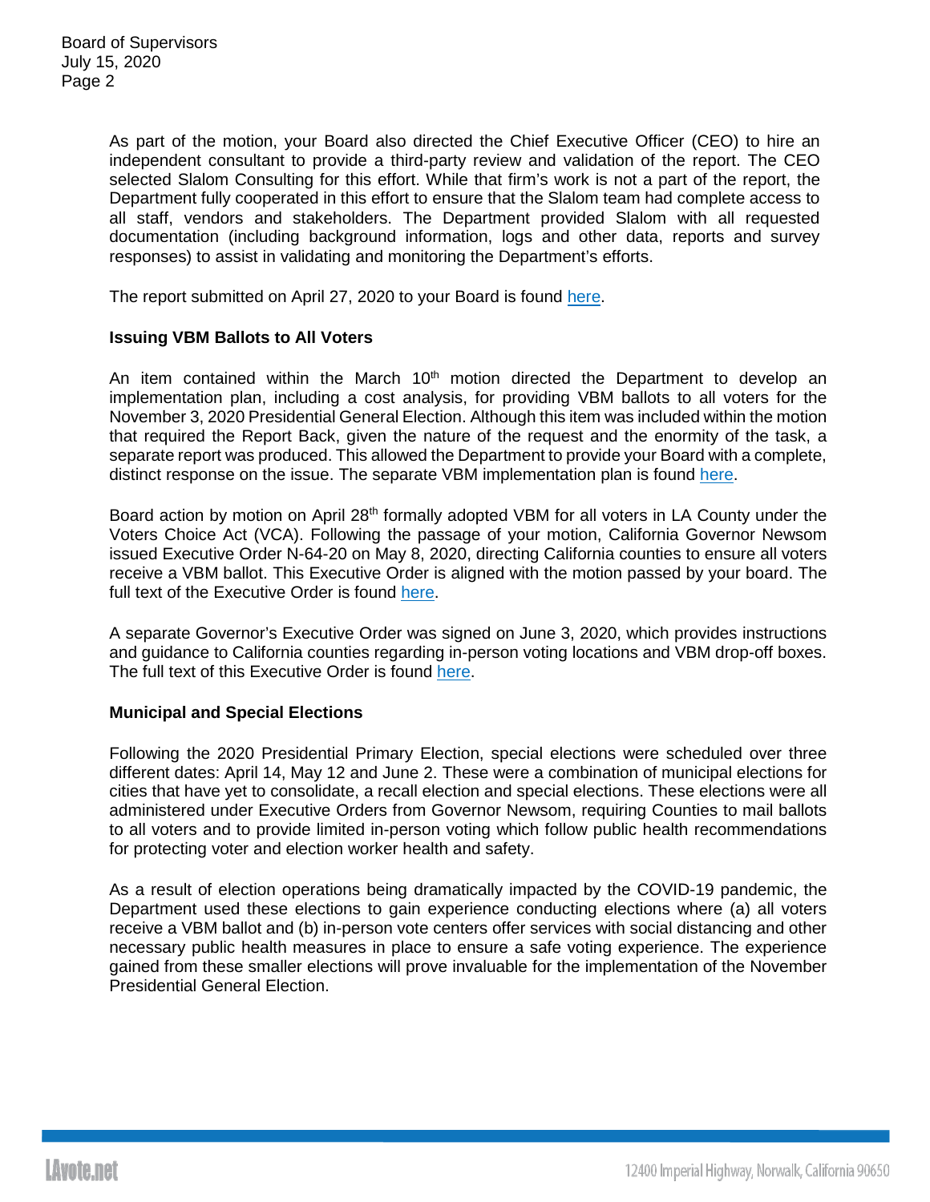As part of the motion, your Board also directed the Chief Executive Officer (CEO) to hire an independent consultant to provide a third-party review and validation of the report. The CEO selected Slalom Consulting for this effort. While that firm's work is not a part of the report, the Department fully cooperated in this effort to ensure that the Slalom team had complete access to all staff, vendors and stakeholders. The Department provided Slalom with all requested documentation (including background information, logs and other data, reports and survey responses) to assist in validating and monitoring the Department's efforts.

The report submitted on April 27, 2020 to your Board is found here.

**Issuing VBM Ballots to All Voters**

An item contained within the March 10th motion directed the Department to develop an implementation plan, including a cost analysis, for providing VBM ballots to all voters for the November 3, 2020 Presidential General Election. Although this item was included within the motion that required the Report Back, given the nature of the request and the enormity of the task, a separate report was produced. This allowed the Department to provide your Board with a complete, distinct response on the issue. The separate VBM implementation plan is found here.

Board action by motion on April 28th formally adopted VBM for all voters in LA County under the Voters Choice Act (VCA). Following the passage of your motion, California Governor Newsom issued Executive Order N-64-20 on May 8, 2020, directing California counties to ensure all voters receive a VBM ballot. This Executive Order is aligned with the motion passed by your board. The full text of the Executive Order is found here.

A separate Governor's Executive Order was signed on June 3, 2020, which provides instructions and guidance to California counties regarding in-person voting locations and VBM drop-off boxes. The full text of this Executive Order is found here.

**Municipal and Special Elections**

Following the 2020 Presidential Primary Election, special elections were scheduled over three different dates: April 14, May 12 and June 2. These were a combination of municipal elections for cities that have yet to consolidate, a recall election and special elections. These elections were all administered under Executive Orders from Governor Newsom, requiring Counties to mail ballots to all voters and to provide limited in-person voting which follow public health recommendations for protecting voter and election worker health and safety.

As a result of election operations being dramatically impacted by the COVID-19 pandemic, the Department used these elections to gain experience conducting elections where (a) all voters receive a VBM ballot and (b) in-person vote centers offer services with social distancing and other necessary public health measures in place to ensure a safe voting experience. The experience gained from these smaller elections will prove invaluable for the implementation of the November Presidential General Election.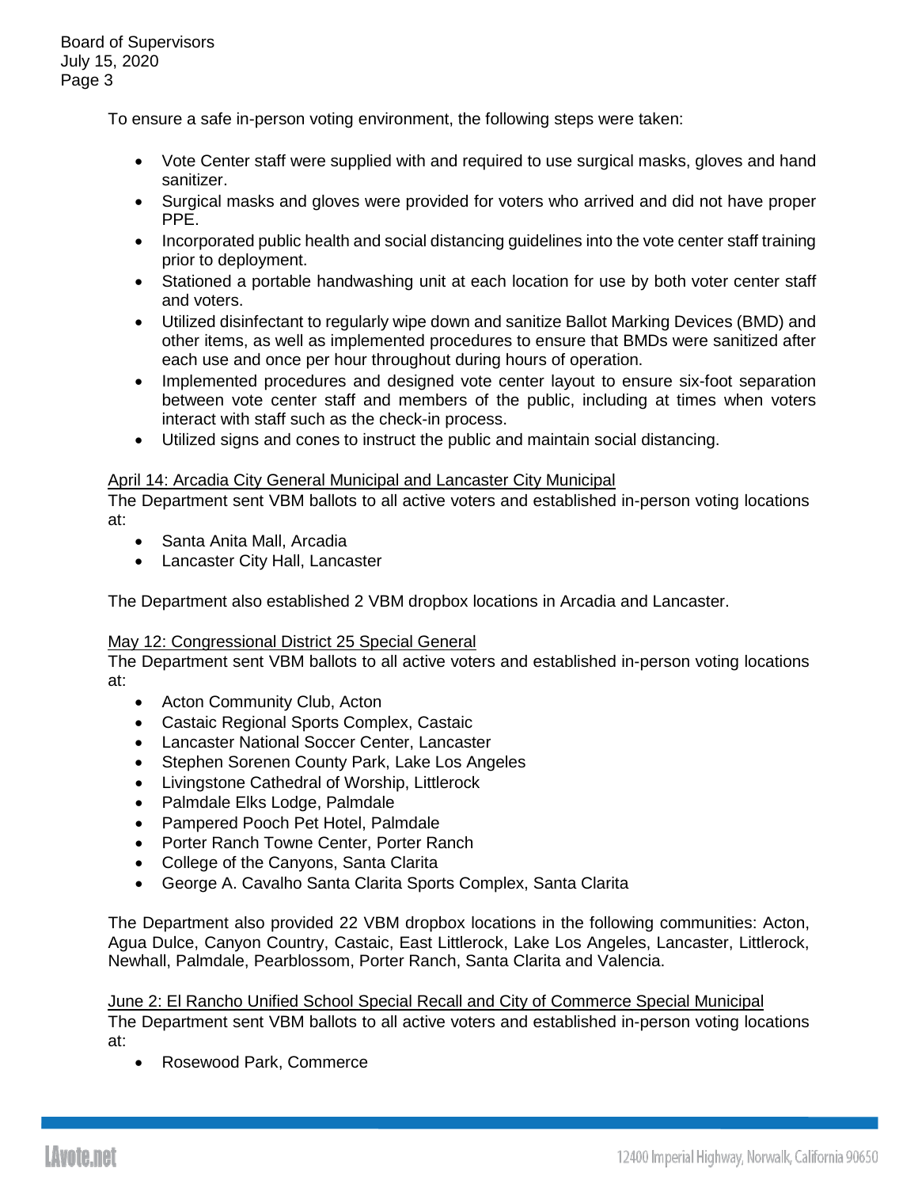To ensure a safe in-person voting environment, the following steps were taken:

- Vote Center staff were supplied with and required to use surgical masks, gloves and hand sanitizer.
- Surgical masks and gloves were provided for voters who arrived and did not have proper PPE.
- Incorporated public health and social distancing guidelines into the vote center staff training prior to deployment.
- Stationed a portable handwashing unit at each location for use by both voter center staff and voters.
- Utilized disinfectant to regularly wipe down and sanitize Ballot Marking Devices (BMD) and other items, as well as implemented procedures to ensure that BMDs were sanitized after each use and once per hour throughout during hours of operation.
- Implemented procedures and designed vote center layout to ensure six-foot separation between vote center staff and members of the public, including at times when voters interact with staff such as the check-in process.
- Utilized signs and cones to instruct the public and maintain social distancing.

<u>April 14: Arcadia City General Municipal and Lancaster City Municipal</u>

The Department sent VBM ballots to all active voters and established in-person voting locations at:

- Santa Anita Mall, Arcadia
- Lancaster City Hall, Lancaster

The Department also established 2 VBM dropbox locations in Arcadia and Lancaster.

<u>May 12: Congressional District 25 Special General</u>

The Department sent VBM ballots to all active voters and established in-person voting locations at:

- Acton Community Club, Acton
- Castaic Regional Sports Complex, Castaic
- Lancaster National Soccer Center, Lancaster
- Stephen Sorenen County Park, Lake Los Angeles
- Livingstone Cathedral of Worship, Littlerock
- Palmdale Elks Lodge, Palmdale
- Pampered Pooch Pet Hotel, Palmdale
- Porter Ranch Towne Center, Porter Ranch
- College of the Canyons, Santa Clarita
- George A. Cavalho Santa Clarita Sports Complex, Santa Clarita

The Department also provided 22 VBM dropbox locations in the following communities: Acton, Agua Dulce, Canyon Country, Castaic, East Littlerock, Lake Los Angeles, Lancaster, Littlerock, Newhall, Palmdale, Pearblossom, Porter Ranch, Santa Clarita and Valencia.

<u>June 2: El Rancho Unified School Special Recall and City of Commerce Special Municipal</u>

The Department sent VBM ballots to all active voters and established in-person voting locations at:

- Rosewood Park, Commerce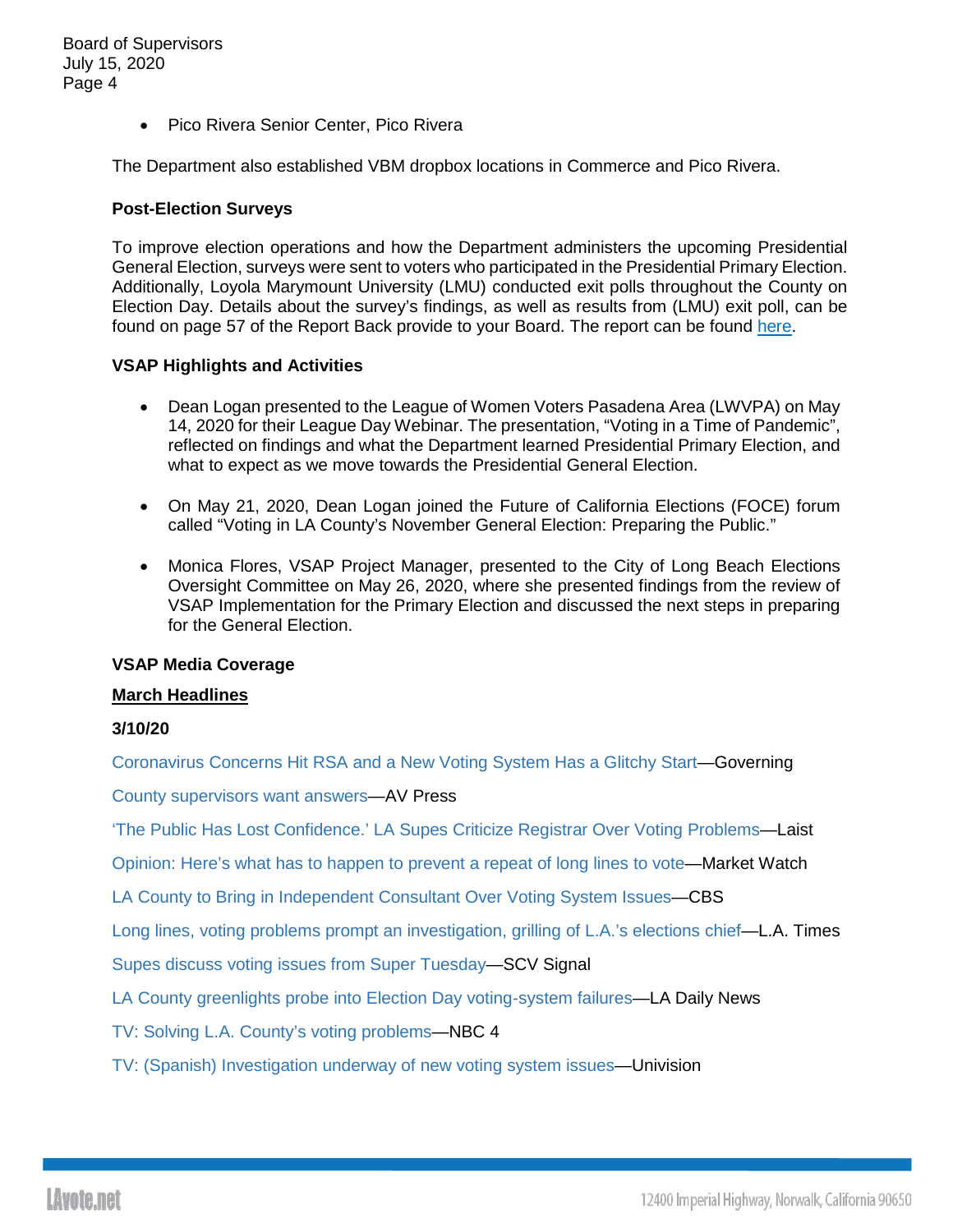- Pico Rivera Senior Center, Pico Rivera

The Department also established VBM dropbox locations in Commerce and Pico Rivera.

**Post-Election Surveys**

To improve election operations and how the Department administers the upcoming Presidential General Election, surveys were sent to voters who participated in the Presidential Primary Election. Additionally, Loyola Marymount University (LMU) conducted exit polls throughout the County on Election Day. Details about the survey's findings, as well as results from (LMU) exit poll, can be found on page 57 of the Report Back provide to your Board. The report can be found here.

**VSAP Highlights and Activities**

- Dean Logan presented to the League of Women Voters Pasadena Area (LWVPA) on May 14, 2020 for their League Day Webinar. The presentation, "Voting in a Time of Pandemic", reflected on findings and what the Department learned Presidential Primary Election, and what to expect as we move towards the Presidential General Election.

- On May 21, 2020, Dean Logan joined the Future of California Elections (FOCE) forum called "Voting in LA County's November General Election: Preparing the Public."

- Monica Flores, VSAP Project Manager, presented to the City of Long Beach Elections Oversight Committee on May 26, 2020, where she presented findings from the review of VSAP Implementation for the Primary Election and discussed the next steps in preparing for the General Election.

**VSAP Media Coverage**

**March Headlines**

**3/10/20**

Coronavirus Concerns Hit RSA and a New Voting System Has a Glitchy Start—Governing

County supervisors want answers—AV Press

'The Public Has Lost Confidence.' LA Supes Criticize Registrar Over Voting Problems—Laist

Opinion: Here's what has to happen to prevent a repeat of long lines to vote—Market Watch

LA County to Bring in Independent Consultant Over Voting System Issues—CBS

Long lines, voting problems prompt an investigation, grilling of L.A.'s elections chief—L.A. Times

Supes discuss voting issues from Super Tuesday—SCV Signal

LA County greenlights probe into Election Day voting-system failures—LA Daily News

TV: Solving L.A. County's voting problems—NBC 4

TV: (Spanish) Investigation underway of new voting system issues—Univision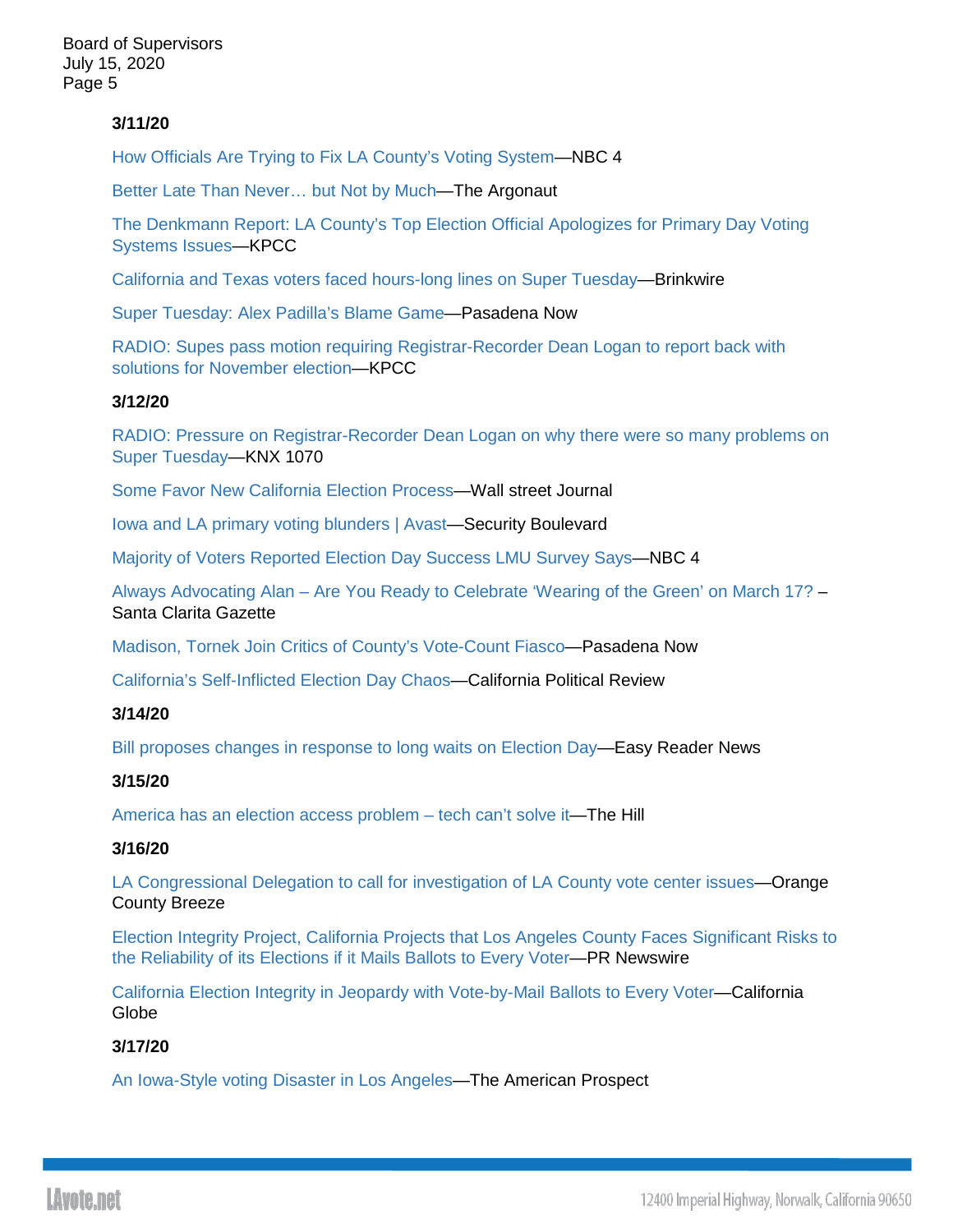**3/11/20**

How Officials Are Trying to Fix LA County's Voting System—NBC 4

Better Late Than Never… but Not by Much—The Argonaut

The Denkmann Report: LA County's Top Election Official Apologizes for Primary Day Voting Systems Issues—KPCC

California and Texas voters faced hours-long lines on Super Tuesday—Brinkwire

Super Tuesday: Alex Padilla's Blame Game—Pasadena Now

RADIO: Supes pass motion requiring Registrar-Recorder Dean Logan to report back with solutions for November election—KPCC

**3/12/20**

RADIO: Pressure on Registrar-Recorder Dean Logan on why there were so many problems on Super Tuesday—KNX 1070

Some Favor New California Election Process—Wall street Journal

Iowa and LA primary voting blunders | Avast—Security Boulevard

Majority of Voters Reported Election Day Success LMU Survey Says—NBC 4

Always Advocating Alan – Are You Ready to Celebrate 'Wearing of the Green' on March 17? – Santa Clarita Gazette

Madison, Tornek Join Critics of County's Vote-Count Fiasco—Pasadena Now

California's Self-Inflicted Election Day Chaos—California Political Review

**3/14/20**

Bill proposes changes in response to long waits on Election Day—Easy Reader News

**3/15/20**

America has an election access problem – tech can't solve it—The Hill

**3/16/20**

LA Congressional Delegation to call for investigation of LA County vote center issues—Orange County Breeze

Election Integrity Project, California Projects that Los Angeles County Faces Significant Risks to the Reliability of its Elections if it Mails Ballots to Every Voter—PR Newswire

California Election Integrity in Jeopardy with Vote-by-Mail Ballots to Every Voter—California Globe

**3/17/20**

An Iowa-Style voting Disaster in Los Angeles—The American Prospect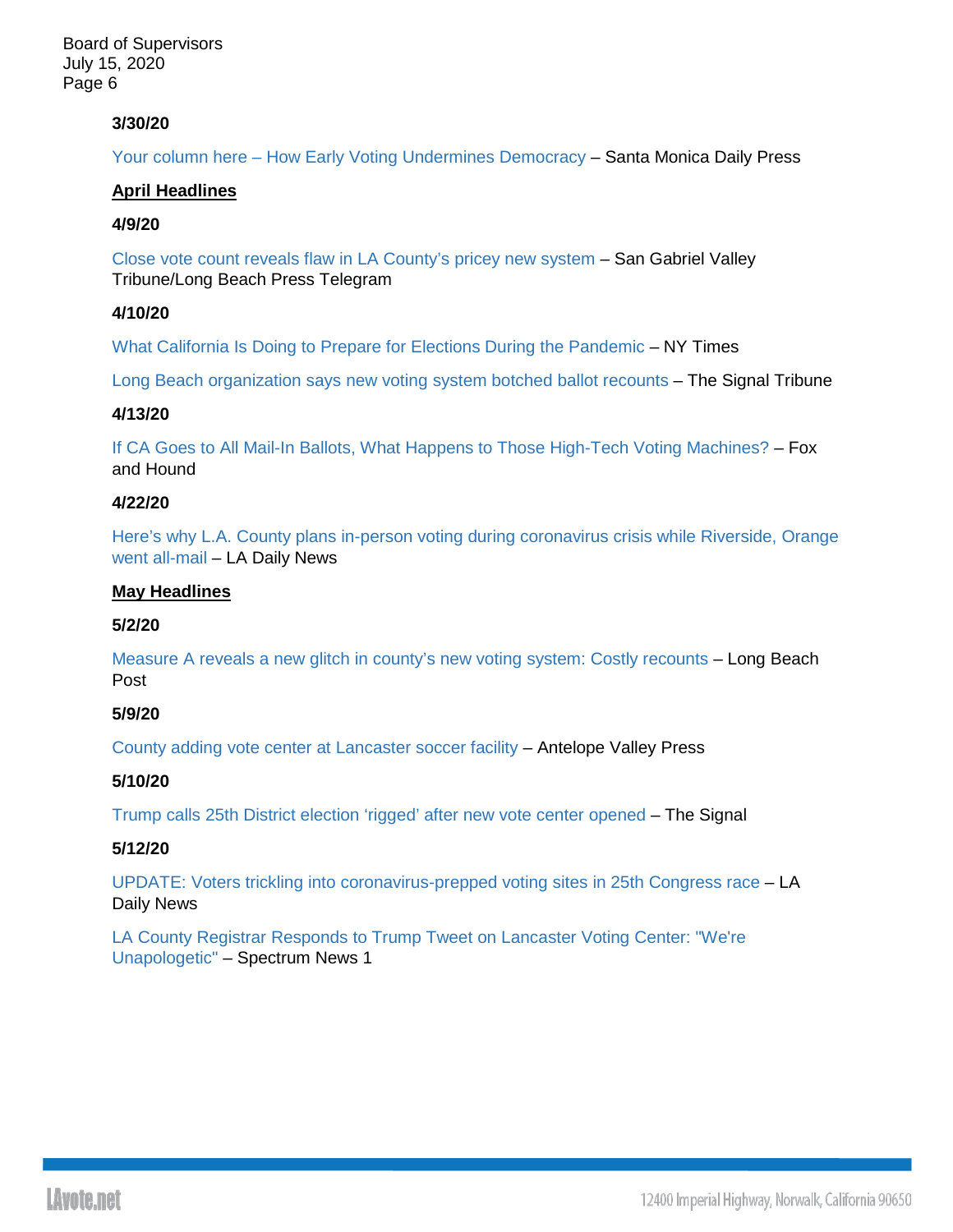**3/30/20**

Your column here – How Early Voting Undermines Democracy – Santa Monica Daily Press

**April Headlines**

**4/9/20**

Close vote count reveals flaw in LA County's pricey new system – San Gabriel Valley Tribune/Long Beach Press Telegram

**4/10/20**

What California Is Doing to Prepare for Elections During the Pandemic – NY Times

Long Beach organization says new voting system botched ballot recounts – The Signal Tribune

**4/13/20**

If CA Goes to All Mail-In Ballots, What Happens to Those High-Tech Voting Machines? – Fox and Hound

**4/22/20**

Here's why L.A. County plans in-person voting during coronavirus crisis while Riverside, Orange went all-mail – LA Daily News

**May Headlines**

**5/2/20**

Measure A reveals a new glitch in county's new voting system: Costly recounts – Long Beach Post

**5/9/20**

County adding vote center at Lancaster soccer facility – Antelope Valley Press

**5/10/20**

Trump calls 25th District election 'rigged' after new vote center opened – The Signal

**5/12/20**

UPDATE: Voters trickling into coronavirus-prepped voting sites in 25th Congress race – LA Daily News

LA County Registrar Responds to Trump Tweet on Lancaster Voting Center: "We're Unapologetic" – Spectrum News 1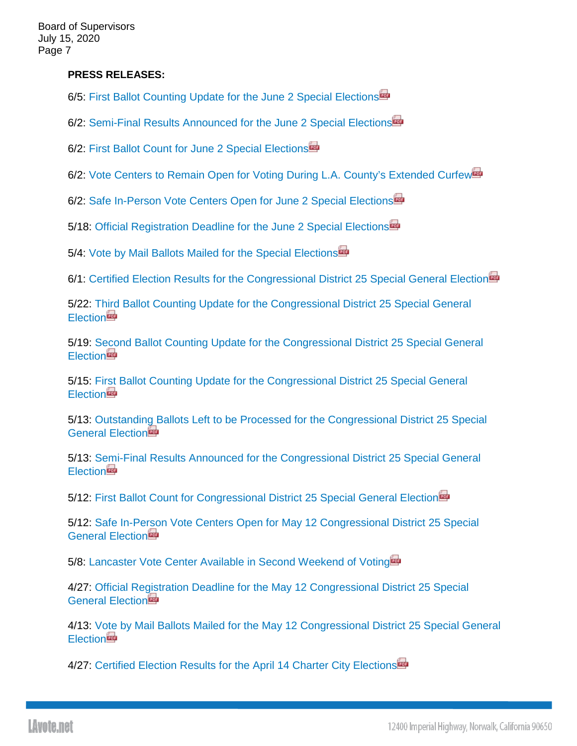**PRESS RELEASES:**

6/5: First Ballot Counting Update for the June 2 Special Elections

6/2: Semi-Final Results Announced for the June 2 Special Elections

6/2: First Ballot Count for June 2 Special Elections

6/2: Vote Centers to Remain Open for Voting During L.A. County's Extended Curfew

6/2: Safe In-Person Vote Centers Open for June 2 Special Elections

5/18: Official Registration Deadline for the June 2 Special Elections

5/4: Vote by Mail Ballots Mailed for the Special Elections

6/1: Certified Election Results for the Congressional District 25 Special General Election

5/22: Third Ballot Counting Update for the Congressional District 25 Special General Election

5/19: Second Ballot Counting Update for the Congressional District 25 Special General Election

5/15: First Ballot Counting Update for the Congressional District 25 Special General Election

5/13: Outstanding Ballots Left to be Processed for the Congressional District 25 Special General Election

5/13: Semi-Final Results Announced for the Congressional District 25 Special General Election

5/12: First Ballot Count for Congressional District 25 Special General Election

5/12: Safe In-Person Vote Centers Open for May 12 Congressional District 25 Special General Election

5/8: Lancaster Vote Center Available in Second Weekend of Voting

4/27: Official Registration Deadline for the May 12 Congressional District 25 Special General Election

4/13: Vote by Mail Ballots Mailed for the May 12 Congressional District 25 Special General Election

4/27: Certified Election Results for the April 14 Charter City Elections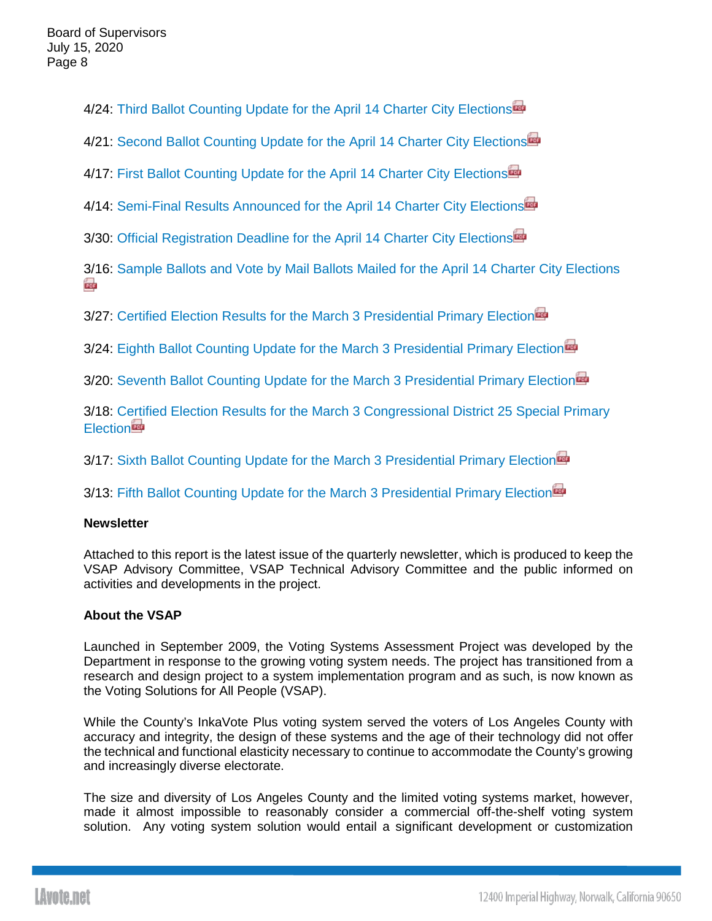4/24: Third Ballot Counting Update for the April 14 Charter City Elections

4/21: Second Ballot Counting Update for the April 14 Charter City Elections

4/17: First Ballot Counting Update for the April 14 Charter City Elections

4/14: Semi-Final Results Announced for the April 14 Charter City Elections

3/30: Official Registration Deadline for the April 14 Charter City Elections

3/16: Sample Ballots and Vote by Mail Ballots Mailed for the April 14 Charter City Elections

3/27: Certified Election Results for the March 3 Presidential Primary Election

3/24: Eighth Ballot Counting Update for the March 3 Presidential Primary Election

3/20: Seventh Ballot Counting Update for the March 3 Presidential Primary Election

3/18: Certified Election Results for the March 3 Congressional District 25 Special Primary Election

3/17: Sixth Ballot Counting Update for the March 3 Presidential Primary Election

3/13: Fifth Ballot Counting Update for the March 3 Presidential Primary Election

**Newsletter**

Attached to this report is the latest issue of the quarterly newsletter, which is produced to keep the VSAP Advisory Committee, VSAP Technical Advisory Committee and the public informed on activities and developments in the project.

**About the VSAP**

Launched in September 2009, the Voting Systems Assessment Project was developed by the Department in response to the growing voting system needs. The project has transitioned from a research and design project to a system implementation program and as such, is now known as the Voting Solutions for All People (VSAP).

While the County's InkaVote Plus voting system served the voters of Los Angeles County with accuracy and integrity, the design of these systems and the age of their technology did not offer the technical and functional elasticity necessary to continue to accommodate the County's growing and increasingly diverse electorate.

The size and diversity of Los Angeles County and the limited voting systems market, however, made it almost impossible to reasonably consider a commercial off-the-shelf voting system solution. Any voting system solution would entail a significant development or customization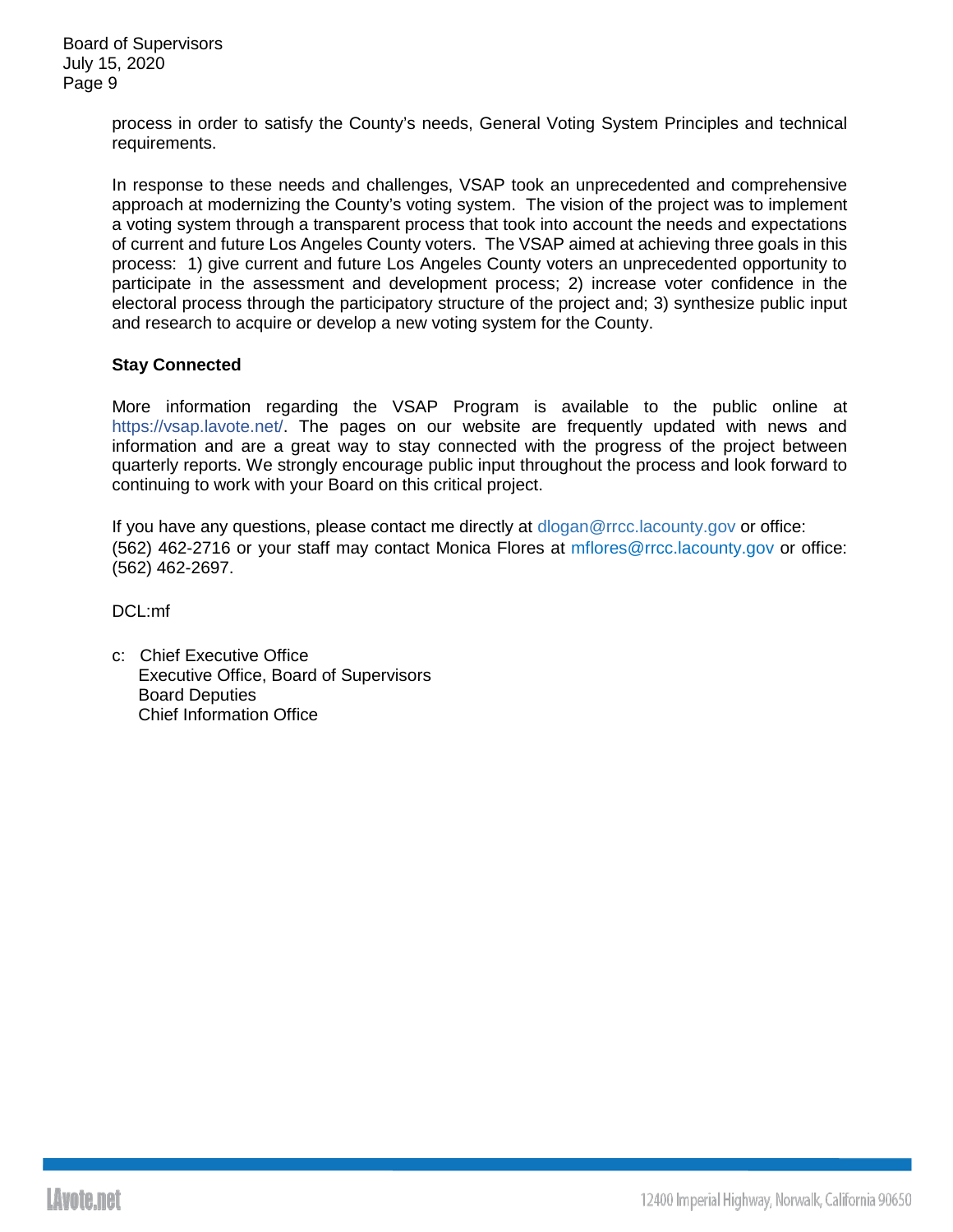process in order to satisfy the County's needs, General Voting System Principles and technical requirements.

In response to these needs and challenges, VSAP took an unprecedented and comprehensive approach at modernizing the County's voting system. The vision of the project was to implement a voting system through a transparent process that took into account the needs and expectations of current and future Los Angeles County voters. The VSAP aimed at achieving three goals in this process: 1) give current and future Los Angeles County voters an unprecedented opportunity to participate in the assessment and development process; 2) increase voter confidence in the electoral process through the participatory structure of the project and; 3) synthesize public input and research to acquire or develop a new voting system for the County.

**Stay Connected**

More information regarding the VSAP Program is available to the public online at https://vsap.lavote.net/. The pages on our website are frequently updated with news and information and are a great way to stay connected with the progress of the project between quarterly reports. We strongly encourage public input throughout the process and look forward to continuing to work with your Board on this critical project.

If you have any questions, please contact me directly at dlogan@rrcc.lacounty.gov or office: (562) 462-2716 or your staff may contact Monica Flores at mflores@rrcc.lacounty.gov or office: (562) 462-2697.

DCL:mf

c: Chief Executive Office
Executive Office, Board of Supervisors
Board Deputies
Chief Information Office